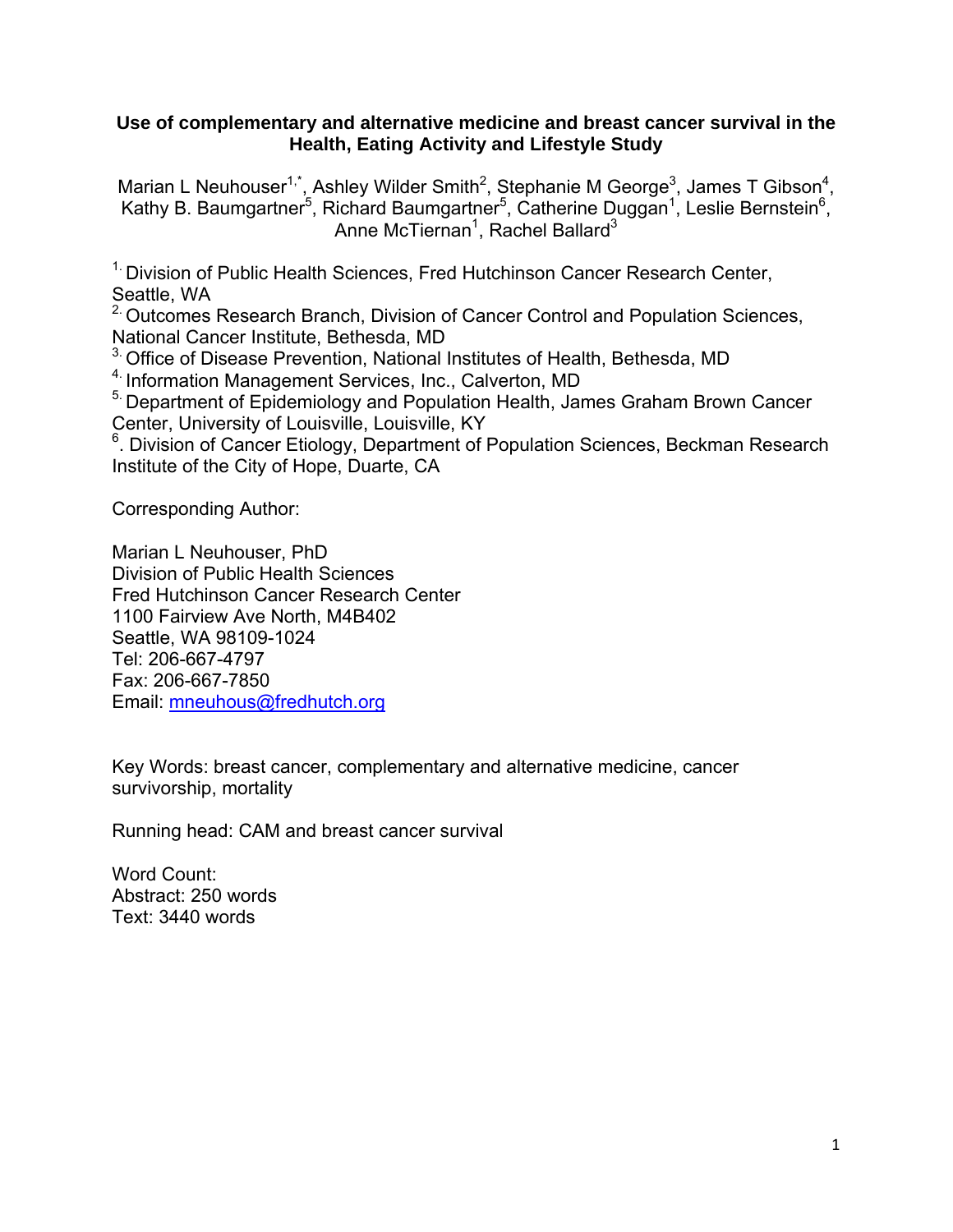# Use of complementary and alternative medicine and breast cancer survival in the Health, Eating Activity and Lifestyle Study

Marian L Neuhouser[1,*], Ashley Wilder Smith[2], Stephanie M George[3], James T Gibson[4], Kathy B. Baumgartner[5], Richard Baumgartner[5], Catherine Duggan[1], Leslie Bernstein[6], Anne McTiernan[1], Rachel Ballard[3]

[1.] Division of Public Health Sciences, Fred Hutchinson Cancer Research Center, Seattle, WA

[2.] Outcomes Research Branch, Division of Cancer Control and Population Sciences, National Cancer Institute, Bethesda, MD

[3.] Office of Disease Prevention, National Institutes of Health, Bethesda, MD

[4.] Information Management Services, Inc., Calverton, MD

[5.] Department of Epidemiology and Population Health, James Graham Brown Cancer Center, University of Louisville, Louisville, KY

[6]. Division of Cancer Etiology, Department of Population Sciences, Beckman Research Institute of the City of Hope, Duarte, CA

Corresponding Author:

Marian L Neuhouser, PhD
Division of Public Health Sciences
Fred Hutchinson Cancer Research Center
1100 Fairview Ave North, M4B402
Seattle, WA 98109-1024
Tel: 206-667-4797
Fax: 206-667-7850
Email: mneuhous@fredhutch.org

Key Words: breast cancer, complementary and alternative medicine, cancer survivorship, mortality

Running head: CAM and breast cancer survival

Word Count:
Abstract: 250 words
Text: 3440 words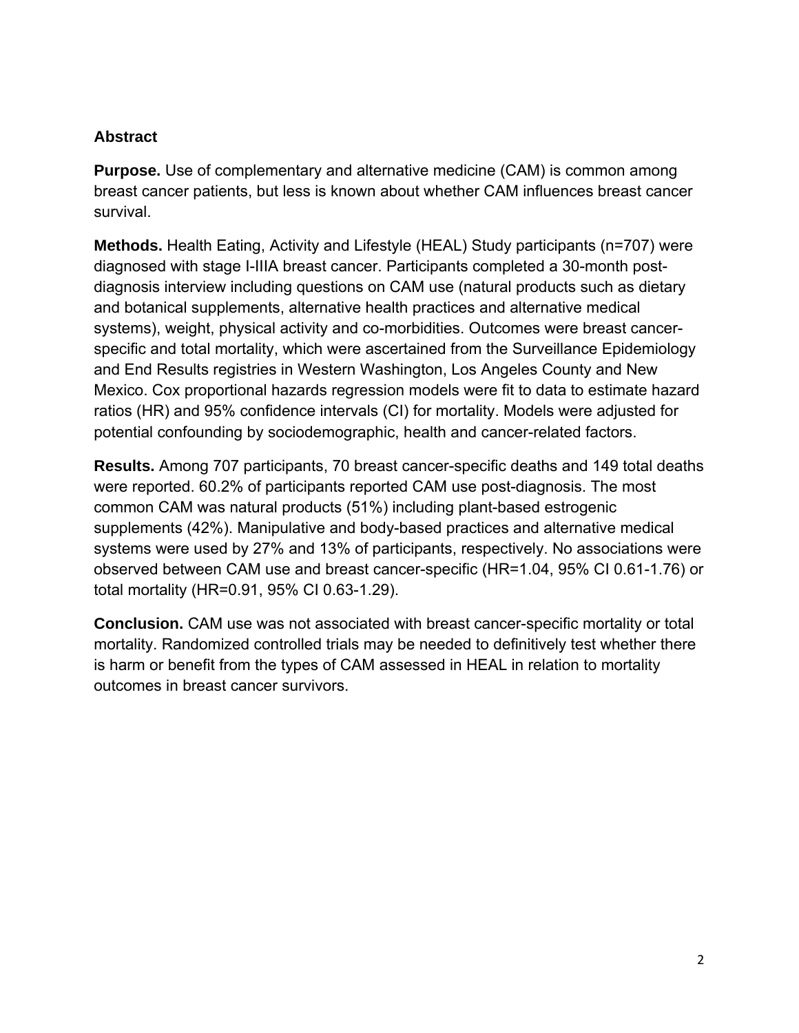## Abstract

**Purpose.** Use of complementary and alternative medicine (CAM) is common among breast cancer patients, but less is known about whether CAM influences breast cancer survival.

**Methods.** Health Eating, Activity and Lifestyle (HEAL) Study participants (n=707) were diagnosed with stage I-IIIA breast cancer. Participants completed a 30-month post-diagnosis interview including questions on CAM use (natural products such as dietary and botanical supplements, alternative health practices and alternative medical systems), weight, physical activity and co-morbidities. Outcomes were breast cancer-specific and total mortality, which were ascertained from the Surveillance Epidemiology and End Results registries in Western Washington, Los Angeles County and New Mexico. Cox proportional hazards regression models were fit to data to estimate hazard ratios (HR) and 95% confidence intervals (CI) for mortality. Models were adjusted for potential confounding by sociodemographic, health and cancer-related factors.

**Results.** Among 707 participants, 70 breast cancer-specific deaths and 149 total deaths were reported. 60.2% of participants reported CAM use post-diagnosis. The most common CAM was natural products (51%) including plant-based estrogenic supplements (42%). Manipulative and body-based practices and alternative medical systems were used by 27% and 13% of participants, respectively. No associations were observed between CAM use and breast cancer-specific (HR=1.04, 95% CI 0.61-1.76) or total mortality (HR=0.91, 95% CI 0.63-1.29).

**Conclusion.** CAM use was not associated with breast cancer-specific mortality or total mortality. Randomized controlled trials may be needed to definitively test whether there is harm or benefit from the types of CAM assessed in HEAL in relation to mortality outcomes in breast cancer survivors.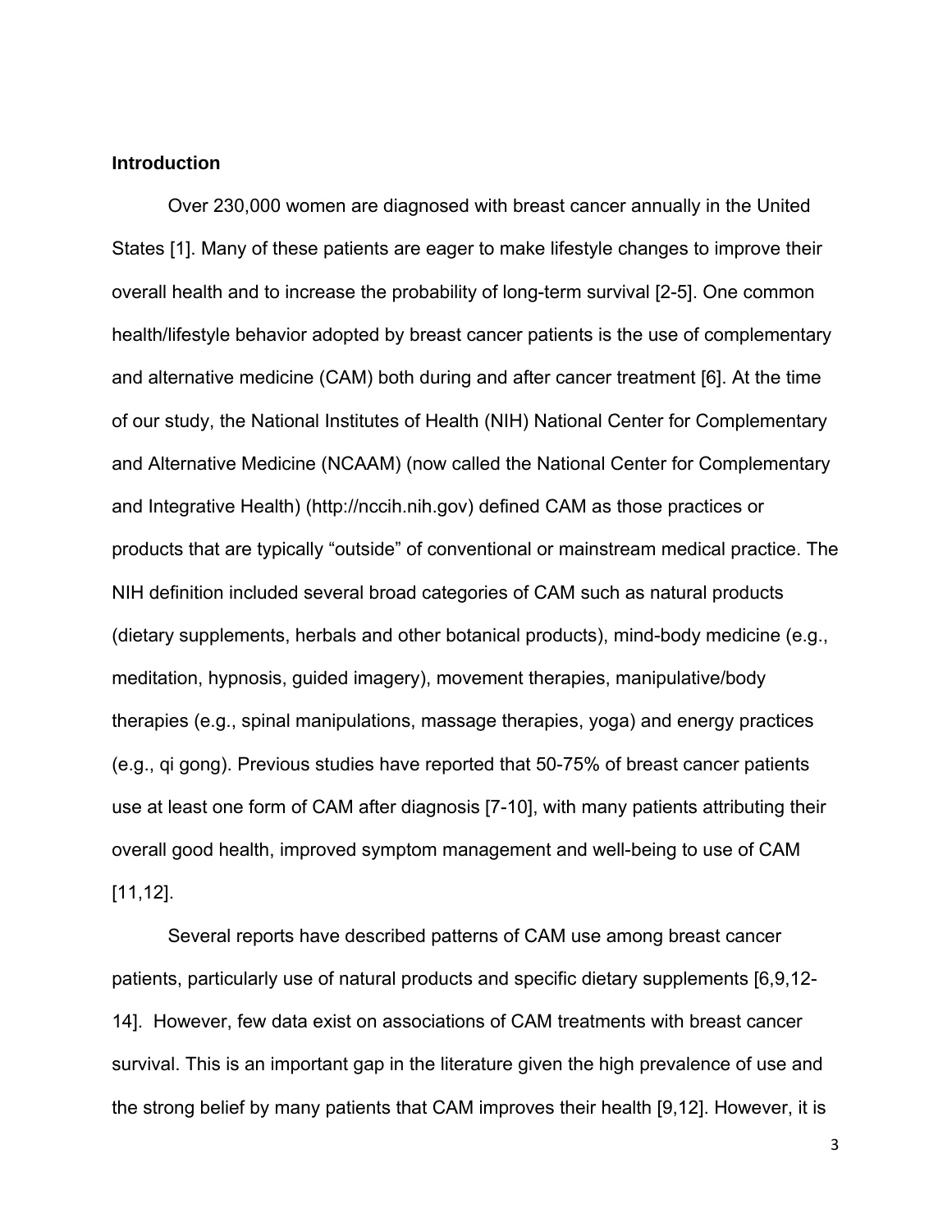## Introduction

Over 230,000 women are diagnosed with breast cancer annually in the United States [1]. Many of these patients are eager to make lifestyle changes to improve their overall health and to increase the probability of long-term survival [2-5]. One common health/lifestyle behavior adopted by breast cancer patients is the use of complementary and alternative medicine (CAM) both during and after cancer treatment [6]. At the time of our study, the National Institutes of Health (NIH) National Center for Complementary and Alternative Medicine (NCAAM) (now called the National Center for Complementary and Integrative Health) (http://nccih.nih.gov) defined CAM as those practices or products that are typically "outside" of conventional or mainstream medical practice. The NIH definition included several broad categories of CAM such as natural products (dietary supplements, herbals and other botanical products), mind-body medicine (e.g., meditation, hypnosis, guided imagery), movement therapies, manipulative/body therapies (e.g., spinal manipulations, massage therapies, yoga) and energy practices (e.g., qi gong). Previous studies have reported that 50-75% of breast cancer patients use at least one form of CAM after diagnosis [7-10], with many patients attributing their overall good health, improved symptom management and well-being to use of CAM [11,12].

Several reports have described patterns of CAM use among breast cancer patients, particularly use of natural products and specific dietary supplements [6,9,12-14]. However, few data exist on associations of CAM treatments with breast cancer survival. This is an important gap in the literature given the high prevalence of use and the strong belief by many patients that CAM improves their health [9,12]. However, it is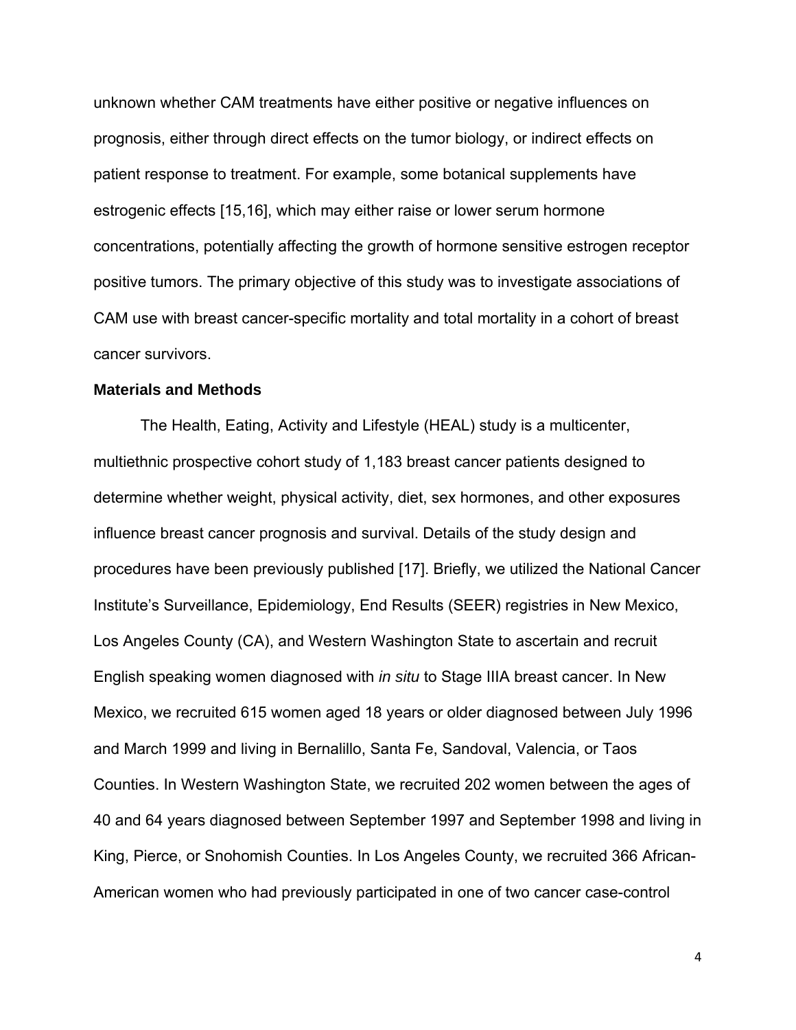unknown whether CAM treatments have either positive or negative influences on prognosis, either through direct effects on the tumor biology, or indirect effects on patient response to treatment. For example, some botanical supplements have estrogenic effects [15,16], which may either raise or lower serum hormone concentrations, potentially affecting the growth of hormone sensitive estrogen receptor positive tumors. The primary objective of this study was to investigate associations of CAM use with breast cancer-specific mortality and total mortality in a cohort of breast cancer survivors.

## Materials and Methods

The Health, Eating, Activity and Lifestyle (HEAL) study is a multicenter, multiethnic prospective cohort study of 1,183 breast cancer patients designed to determine whether weight, physical activity, diet, sex hormones, and other exposures influence breast cancer prognosis and survival. Details of the study design and procedures have been previously published [17]. Briefly, we utilized the National Cancer Institute's Surveillance, Epidemiology, End Results (SEER) registries in New Mexico, Los Angeles County (CA), and Western Washington State to ascertain and recruit English speaking women diagnosed with *in situ* to Stage IIIA breast cancer. In New Mexico, we recruited 615 women aged 18 years or older diagnosed between July 1996 and March 1999 and living in Bernalillo, Santa Fe, Sandoval, Valencia, or Taos Counties. In Western Washington State, we recruited 202 women between the ages of 40 and 64 years diagnosed between September 1997 and September 1998 and living in King, Pierce, or Snohomish Counties. In Los Angeles County, we recruited 366 African-American women who had previously participated in one of two cancer case-control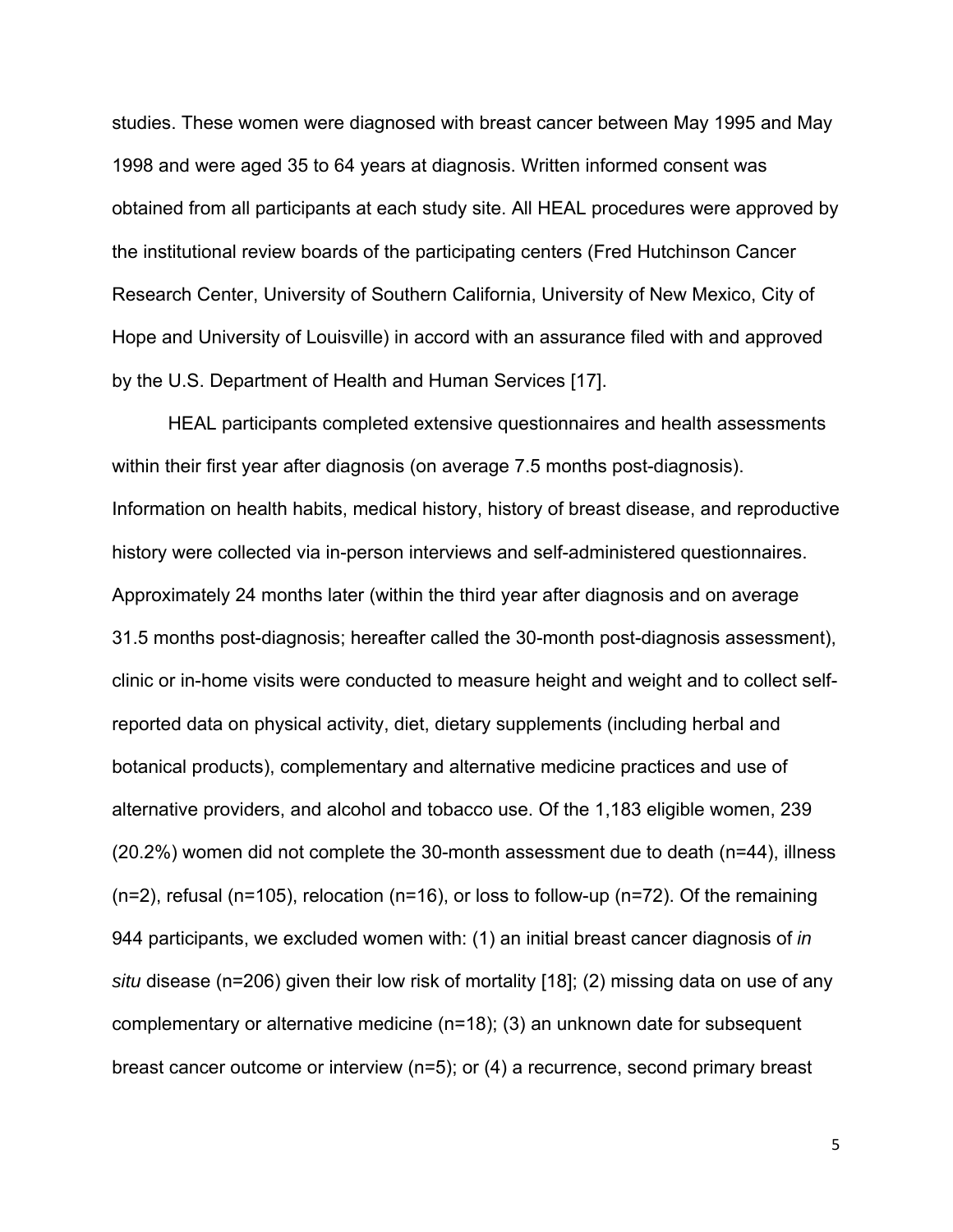studies. These women were diagnosed with breast cancer between May 1995 and May 1998 and were aged 35 to 64 years at diagnosis. Written informed consent was obtained from all participants at each study site. All HEAL procedures were approved by the institutional review boards of the participating centers (Fred Hutchinson Cancer Research Center, University of Southern California, University of New Mexico, City of Hope and University of Louisville) in accord with an assurance filed with and approved by the U.S. Department of Health and Human Services [17].

HEAL participants completed extensive questionnaires and health assessments within their first year after diagnosis (on average 7.5 months post-diagnosis). Information on health habits, medical history, history of breast disease, and reproductive history were collected via in-person interviews and self-administered questionnaires. Approximately 24 months later (within the third year after diagnosis and on average 31.5 months post-diagnosis; hereafter called the 30-month post-diagnosis assessment), clinic or in-home visits were conducted to measure height and weight and to collect self-reported data on physical activity, diet, dietary supplements (including herbal and botanical products), complementary and alternative medicine practices and use of alternative providers, and alcohol and tobacco use. Of the 1,183 eligible women, 239 (20.2%) women did not complete the 30-month assessment due to death (n=44), illness (n=2), refusal (n=105), relocation (n=16), or loss to follow-up (n=72). Of the remaining 944 participants, we excluded women with: (1) an initial breast cancer diagnosis of *in situ* disease (n=206) given their low risk of mortality [18]; (2) missing data on use of any complementary or alternative medicine (n=18); (3) an unknown date for subsequent breast cancer outcome or interview (n=5); or (4) a recurrence, second primary breast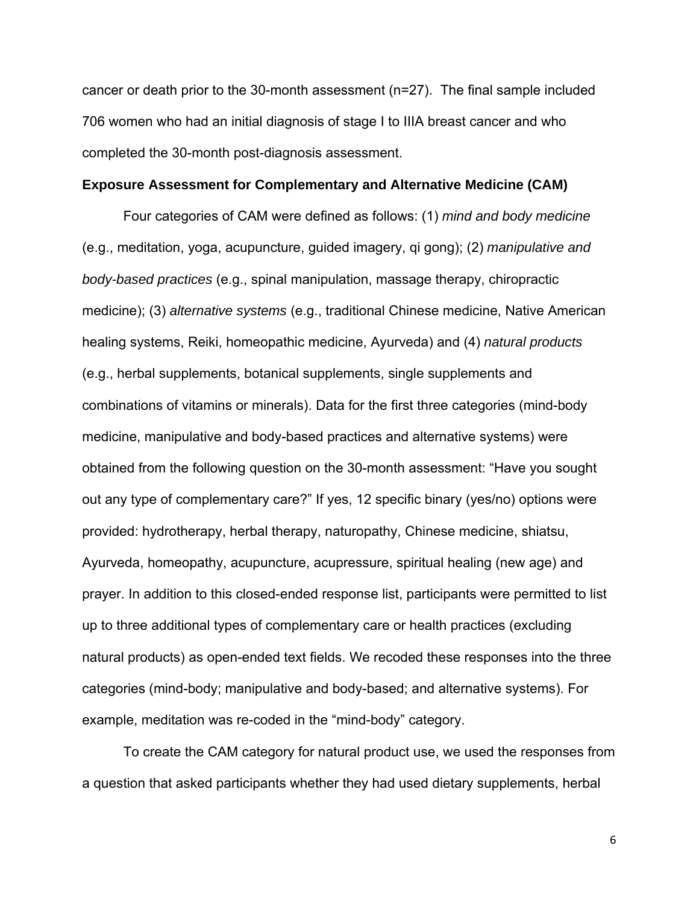cancer or death prior to the 30-month assessment (n=27). The final sample included 706 women who had an initial diagnosis of stage I to IIIA breast cancer and who completed the 30-month post-diagnosis assessment.

**Exposure Assessment for Complementary and Alternative Medicine (CAM)**

Four categories of CAM were defined as follows: (1) *mind and body medicine* (e.g., meditation, yoga, acupuncture, guided imagery, qi gong); (2) *manipulative and body-based practices* (e.g., spinal manipulation, massage therapy, chiropractic medicine); (3) *alternative systems* (e.g., traditional Chinese medicine, Native American healing systems, Reiki, homeopathic medicine, Ayurveda) and (4) *natural products* (e.g., herbal supplements, botanical supplements, single supplements and combinations of vitamins or minerals). Data for the first three categories (mind-body medicine, manipulative and body-based practices and alternative systems) were obtained from the following question on the 30-month assessment: "Have you sought out any type of complementary care?" If yes, 12 specific binary (yes/no) options were provided: hydrotherapy, herbal therapy, naturopathy, Chinese medicine, shiatsu, Ayurveda, homeopathy, acupuncture, acupressure, spiritual healing (new age) and prayer. In addition to this closed-ended response list, participants were permitted to list up to three additional types of complementary care or health practices (excluding natural products) as open-ended text fields. We recoded these responses into the three categories (mind-body; manipulative and body-based; and alternative systems). For example, meditation was re-coded in the "mind-body" category.

To create the CAM category for natural product use, we used the responses from a question that asked participants whether they had used dietary supplements, herbal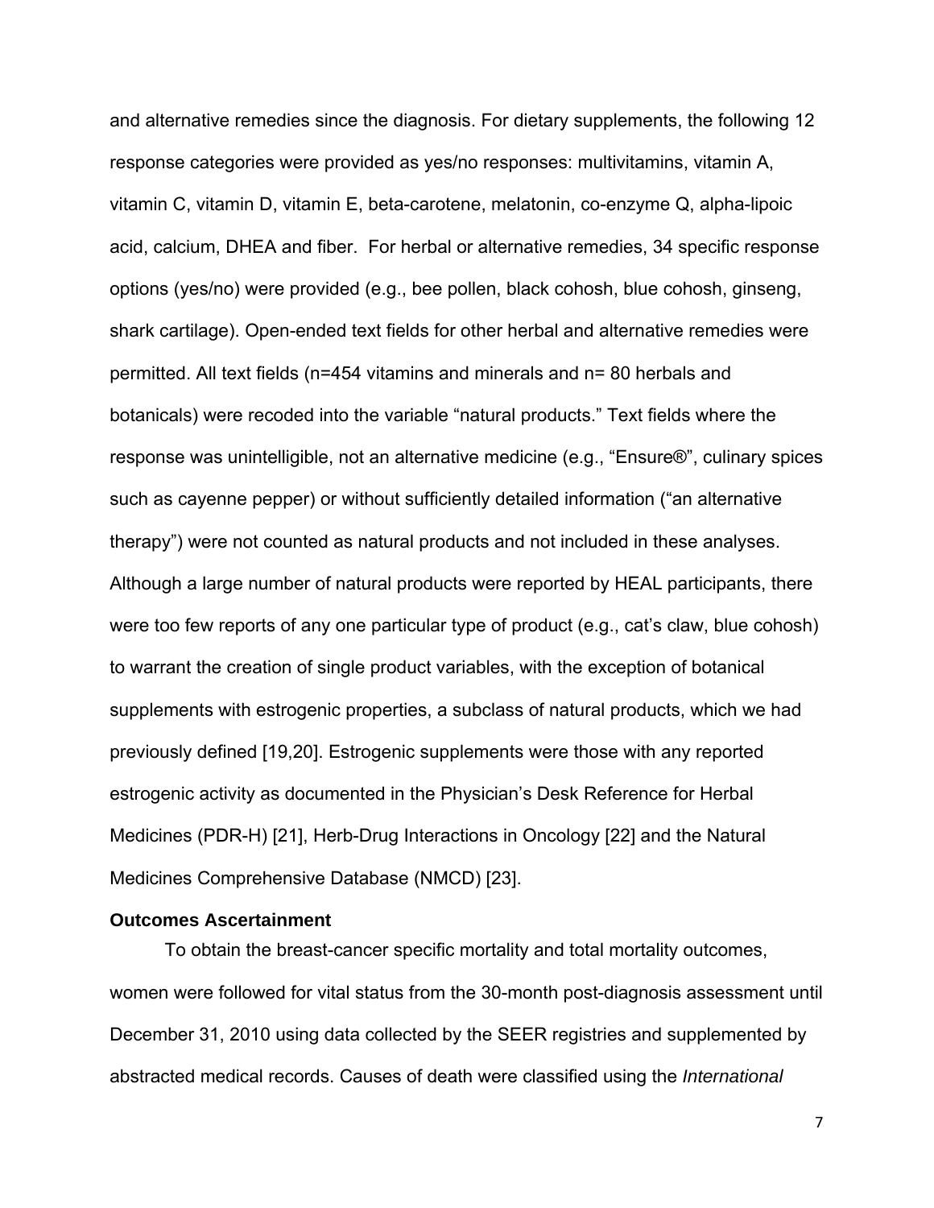and alternative remedies since the diagnosis. For dietary supplements, the following 12 response categories were provided as yes/no responses: multivitamins, vitamin A, vitamin C, vitamin D, vitamin E, beta-carotene, melatonin, co-enzyme Q, alpha-lipoic acid, calcium, DHEA and fiber. For herbal or alternative remedies, 34 specific response options (yes/no) were provided (e.g., bee pollen, black cohosh, blue cohosh, ginseng, shark cartilage). Open-ended text fields for other herbal and alternative remedies were permitted. All text fields (n=454 vitamins and minerals and n= 80 herbals and botanicals) were recoded into the variable "natural products." Text fields where the response was unintelligible, not an alternative medicine (e.g., "Ensure®", culinary spices such as cayenne pepper) or without sufficiently detailed information ("an alternative therapy") were not counted as natural products and not included in these analyses. Although a large number of natural products were reported by HEAL participants, there were too few reports of any one particular type of product (e.g., cat's claw, blue cohosh) to warrant the creation of single product variables, with the exception of botanical supplements with estrogenic properties, a subclass of natural products, which we had previously defined [19,20]. Estrogenic supplements were those with any reported estrogenic activity as documented in the Physician's Desk Reference for Herbal Medicines (PDR-H) [21], Herb-Drug Interactions in Oncology [22] and the Natural Medicines Comprehensive Database (NMCD) [23].

**Outcomes Ascertainment**

To obtain the breast-cancer specific mortality and total mortality outcomes, women were followed for vital status from the 30-month post-diagnosis assessment until December 31, 2010 using data collected by the SEER registries and supplemented by abstracted medical records. Causes of death were classified using the *International*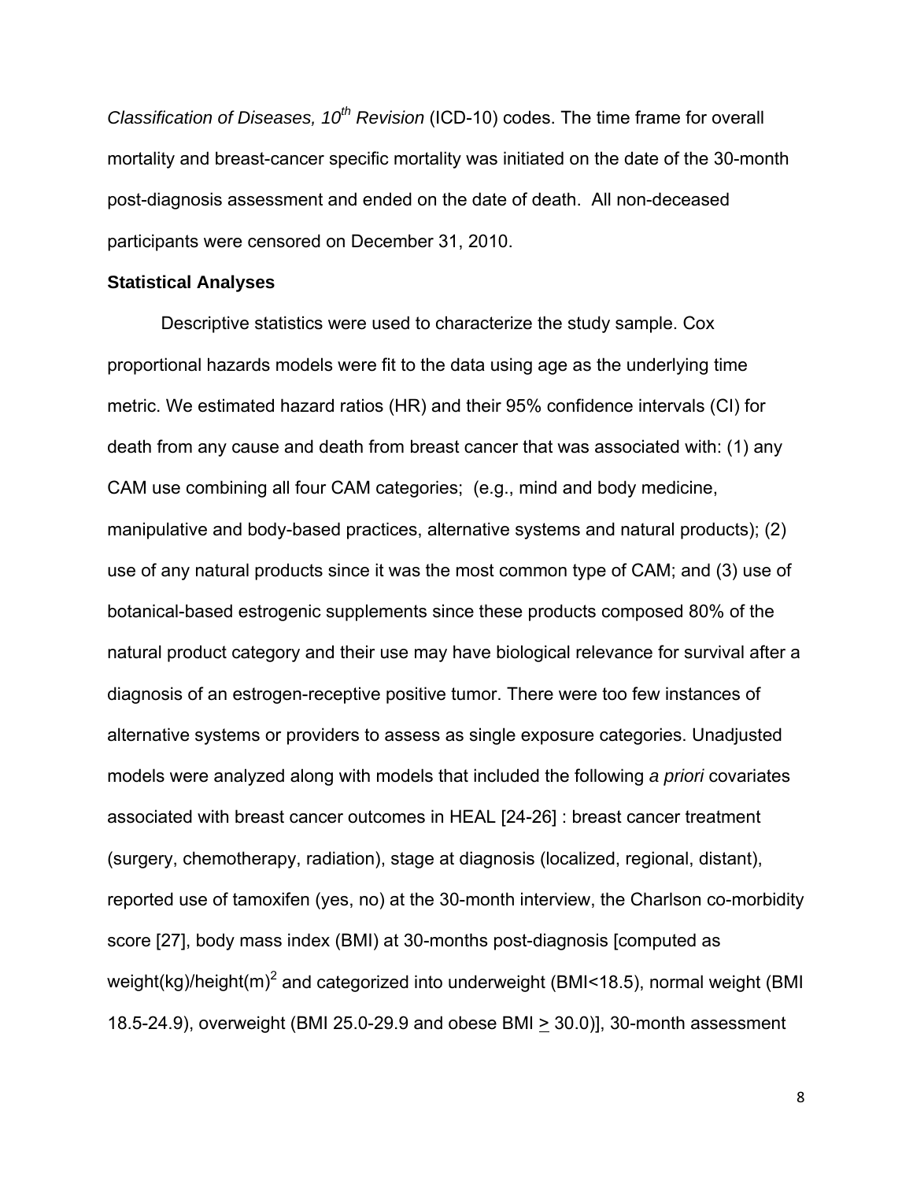*Classification of Diseases, 10th Revision* (ICD-10) codes. The time frame for overall mortality and breast-cancer specific mortality was initiated on the date of the 30-month post-diagnosis assessment and ended on the date of death. All non-deceased participants were censored on December 31, 2010.

**Statistical Analyses**

Descriptive statistics were used to characterize the study sample. Cox proportional hazards models were fit to the data using age as the underlying time metric. We estimated hazard ratios (HR) and their 95% confidence intervals (CI) for death from any cause and death from breast cancer that was associated with: (1) any CAM use combining all four CAM categories; (e.g., mind and body medicine, manipulative and body-based practices, alternative systems and natural products); (2) use of any natural products since it was the most common type of CAM; and (3) use of botanical-based estrogenic supplements since these products composed 80% of the natural product category and their use may have biological relevance for survival after a diagnosis of an estrogen-receptive positive tumor. There were too few instances of alternative systems or providers to assess as single exposure categories. Unadjusted models were analyzed along with models that included the following *a priori* covariates associated with breast cancer outcomes in HEAL [24-26] : breast cancer treatment (surgery, chemotherapy, radiation), stage at diagnosis (localized, regional, distant), reported use of tamoxifen (yes, no) at the 30-month interview, the Charlson co-morbidity score [27], body mass index (BMI) at 30-months post-diagnosis [computed as weight(kg)/height(m)$^2$ and categorized into underweight (BMI<18.5), normal weight (BMI 18.5-24.9), overweight (BMI 25.0-29.9 and obese BMI $\geq$ 30.0)], 30-month assessment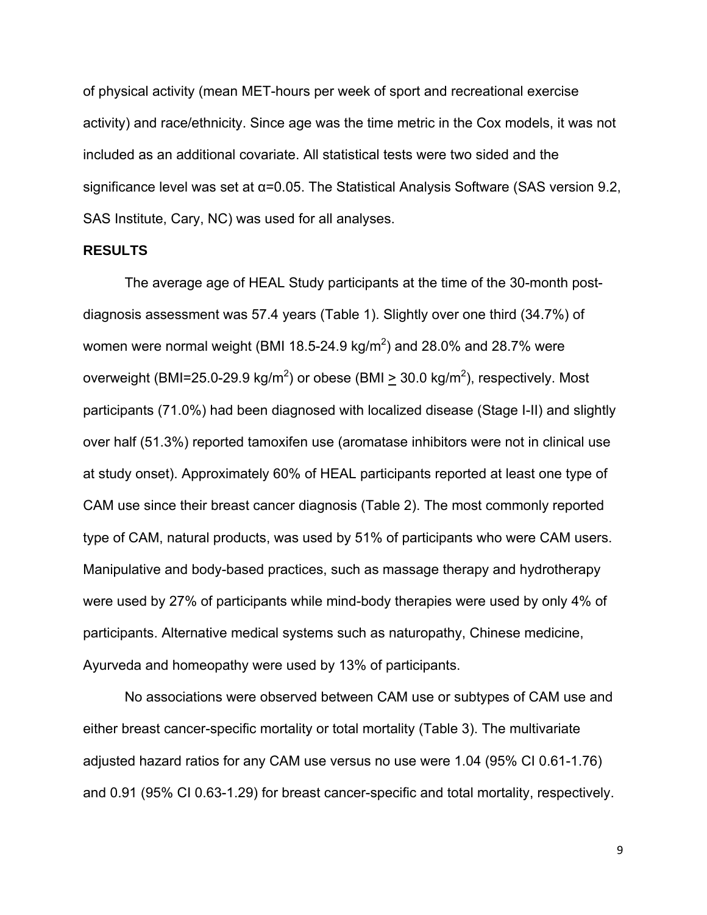of physical activity (mean MET-hours per week of sport and recreational exercise activity) and race/ethnicity. Since age was the time metric in the Cox models, it was not included as an additional covariate. All statistical tests were two sided and the significance level was set at α=0.05. The Statistical Analysis Software (SAS version 9.2, SAS Institute, Cary, NC) was used for all analyses.

**RESULTS**

The average age of HEAL Study participants at the time of the 30-month post-diagnosis assessment was 57.4 years (Table 1). Slightly over one third (34.7%) of women were normal weight (BMI 18.5-24.9 kg/m$^2$) and 28.0% and 28.7% were overweight (BMI=25.0-29.9 kg/m$^2$) or obese (BMI $\geq$ 30.0 kg/m$^2$), respectively. Most participants (71.0%) had been diagnosed with localized disease (Stage I-II) and slightly over half (51.3%) reported tamoxifen use (aromatase inhibitors were not in clinical use at study onset). Approximately 60% of HEAL participants reported at least one type of CAM use since their breast cancer diagnosis (Table 2). The most commonly reported type of CAM, natural products, was used by 51% of participants who were CAM users. Manipulative and body-based practices, such as massage therapy and hydrotherapy were used by 27% of participants while mind-body therapies were used by only 4% of participants. Alternative medical systems such as naturopathy, Chinese medicine, Ayurveda and homeopathy were used by 13% of participants.

No associations were observed between CAM use or subtypes of CAM use and either breast cancer-specific mortality or total mortality (Table 3). The multivariate adjusted hazard ratios for any CAM use versus no use were 1.04 (95% CI 0.61-1.76) and 0.91 (95% CI 0.63-1.29) for breast cancer-specific and total mortality, respectively.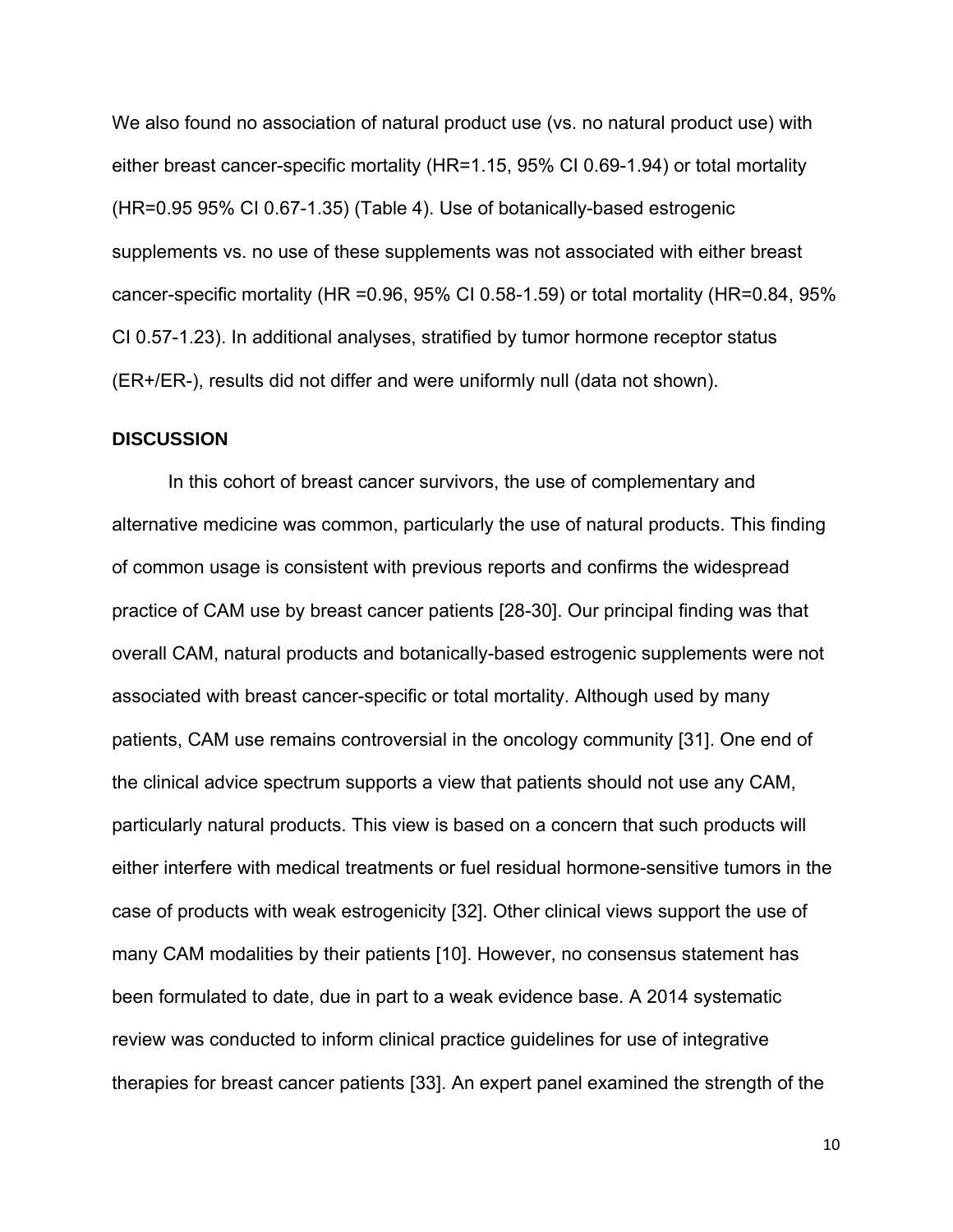We also found no association of natural product use (vs. no natural product use) with either breast cancer-specific mortality (HR=1.15, 95% CI 0.69-1.94) or total mortality (HR=0.95 95% CI 0.67-1.35) (Table 4). Use of botanically-based estrogenic supplements vs. no use of these supplements was not associated with either breast cancer-specific mortality (HR =0.96, 95% CI 0.58-1.59) or total mortality (HR=0.84, 95% CI 0.57-1.23). In additional analyses, stratified by tumor hormone receptor status (ER+/ER-), results did not differ and were uniformly null (data not shown).

## DISCUSSION

In this cohort of breast cancer survivors, the use of complementary and alternative medicine was common, particularly the use of natural products. This finding of common usage is consistent with previous reports and confirms the widespread practice of CAM use by breast cancer patients [28-30]. Our principal finding was that overall CAM, natural products and botanically-based estrogenic supplements were not associated with breast cancer-specific or total mortality. Although used by many patients, CAM use remains controversial in the oncology community [31]. One end of the clinical advice spectrum supports a view that patients should not use any CAM, particularly natural products. This view is based on a concern that such products will either interfere with medical treatments or fuel residual hormone-sensitive tumors in the case of products with weak estrogenicity [32]. Other clinical views support the use of many CAM modalities by their patients [10]. However, no consensus statement has been formulated to date, due in part to a weak evidence base. A 2014 systematic review was conducted to inform clinical practice guidelines for use of integrative therapies for breast cancer patients [33]. An expert panel examined the strength of the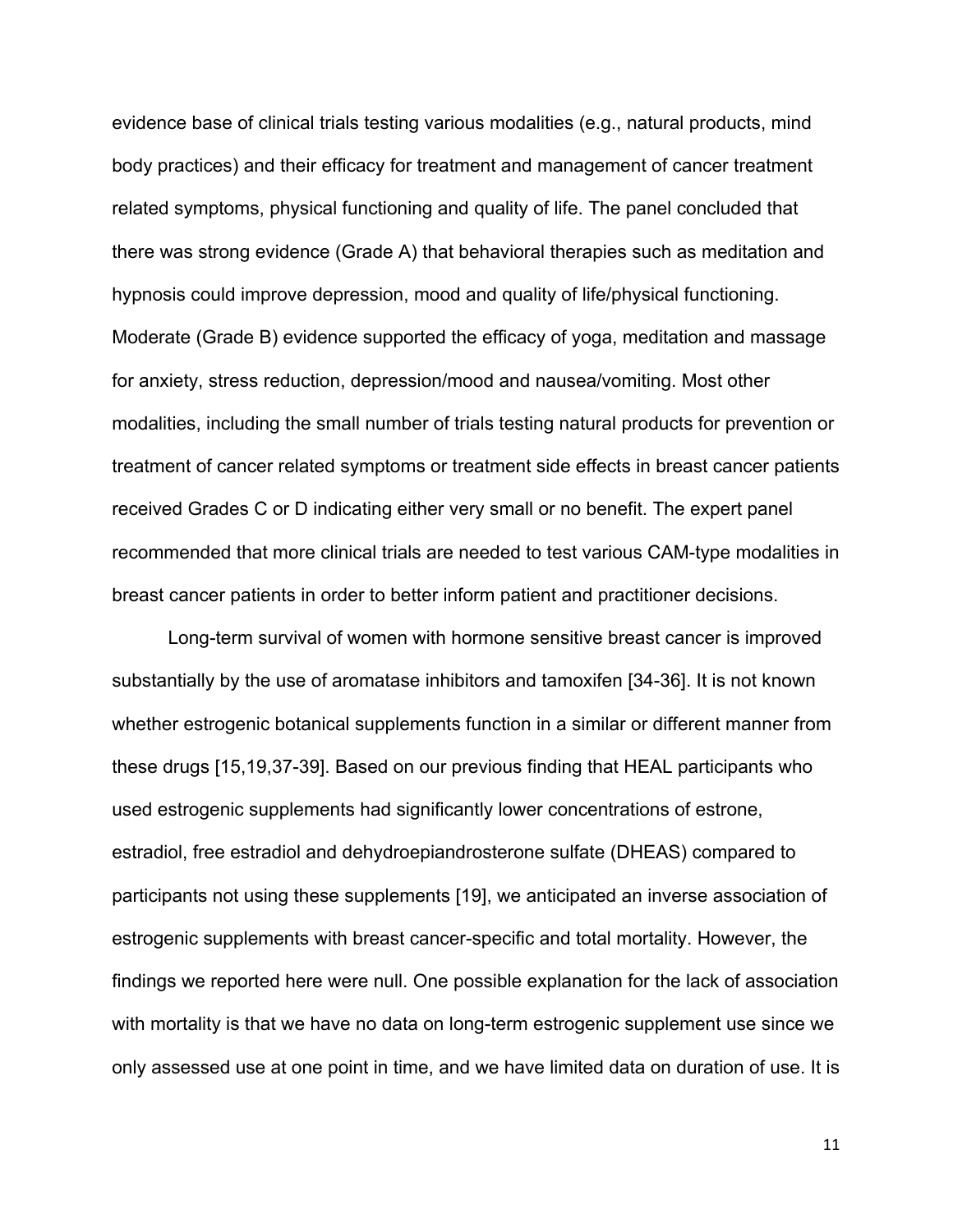evidence base of clinical trials testing various modalities (e.g., natural products, mind body practices) and their efficacy for treatment and management of cancer treatment related symptoms, physical functioning and quality of life. The panel concluded that there was strong evidence (Grade A) that behavioral therapies such as meditation and hypnosis could improve depression, mood and quality of life/physical functioning. Moderate (Grade B) evidence supported the efficacy of yoga, meditation and massage for anxiety, stress reduction, depression/mood and nausea/vomiting. Most other modalities, including the small number of trials testing natural products for prevention or treatment of cancer related symptoms or treatment side effects in breast cancer patients received Grades C or D indicating either very small or no benefit. The expert panel recommended that more clinical trials are needed to test various CAM-type modalities in breast cancer patients in order to better inform patient and practitioner decisions.

Long-term survival of women with hormone sensitive breast cancer is improved substantially by the use of aromatase inhibitors and tamoxifen [34-36]. It is not known whether estrogenic botanical supplements function in a similar or different manner from these drugs [15,19,37-39]. Based on our previous finding that HEAL participants who used estrogenic supplements had significantly lower concentrations of estrone, estradiol, free estradiol and dehydroepiandrosterone sulfate (DHEAS) compared to participants not using these supplements [19], we anticipated an inverse association of estrogenic supplements with breast cancer-specific and total mortality. However, the findings we reported here were null. One possible explanation for the lack of association with mortality is that we have no data on long-term estrogenic supplement use since we only assessed use at one point in time, and we have limited data on duration of use. It is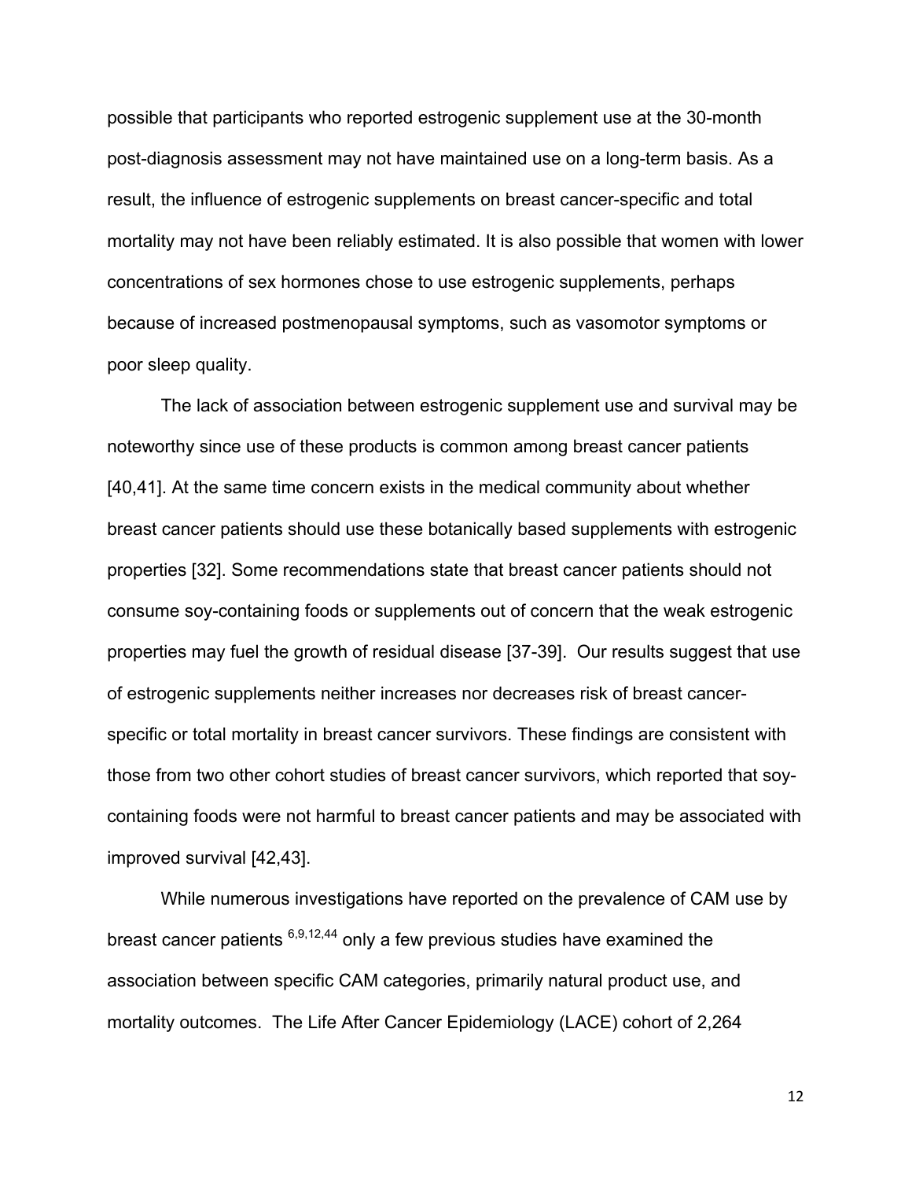possible that participants who reported estrogenic supplement use at the 30-month post-diagnosis assessment may not have maintained use on a long-term basis. As a result, the influence of estrogenic supplements on breast cancer-specific and total mortality may not have been reliably estimated. It is also possible that women with lower concentrations of sex hormones chose to use estrogenic supplements, perhaps because of increased postmenopausal symptoms, such as vasomotor symptoms or poor sleep quality.

The lack of association between estrogenic supplement use and survival may be noteworthy since use of these products is common among breast cancer patients [40,41]. At the same time concern exists in the medical community about whether breast cancer patients should use these botanically based supplements with estrogenic properties [32]. Some recommendations state that breast cancer patients should not consume soy-containing foods or supplements out of concern that the weak estrogenic properties may fuel the growth of residual disease [37-39]. Our results suggest that use of estrogenic supplements neither increases nor decreases risk of breast cancer-specific or total mortality in breast cancer survivors. These findings are consistent with those from two other cohort studies of breast cancer survivors, which reported that soy-containing foods were not harmful to breast cancer patients and may be associated with improved survival [42,43].

While numerous investigations have reported on the prevalence of CAM use by breast cancer patients [6,9,12,44] only a few previous studies have examined the association between specific CAM categories, primarily natural product use, and mortality outcomes. The Life After Cancer Epidemiology (LACE) cohort of 2,264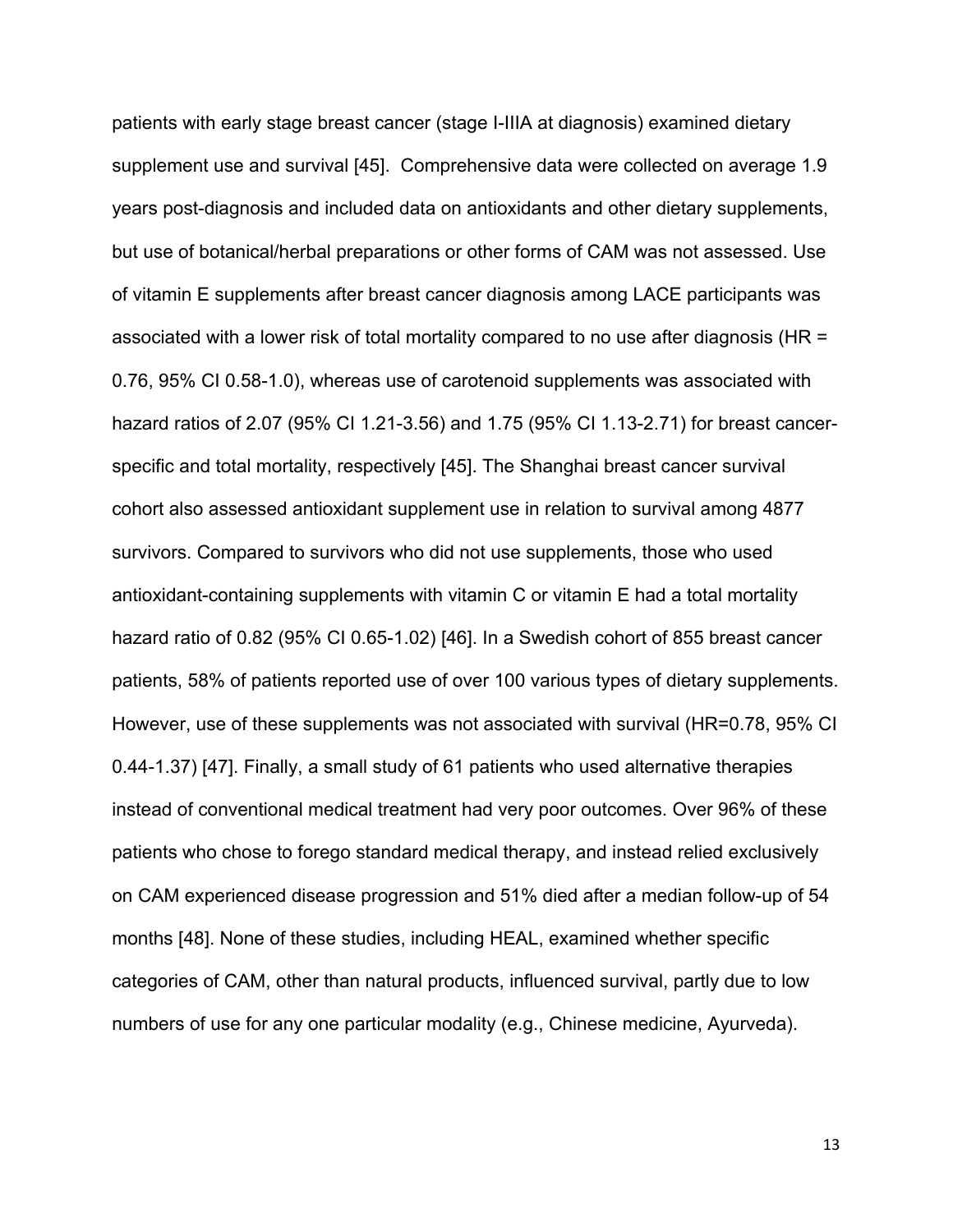patients with early stage breast cancer (stage I-IIIA at diagnosis) examined dietary supplement use and survival [45]. Comprehensive data were collected on average 1.9 years post-diagnosis and included data on antioxidants and other dietary supplements, but use of botanical/herbal preparations or other forms of CAM was not assessed. Use of vitamin E supplements after breast cancer diagnosis among LACE participants was associated with a lower risk of total mortality compared to no use after diagnosis (HR = 0.76, 95% CI 0.58-1.0), whereas use of carotenoid supplements was associated with hazard ratios of 2.07 (95% CI 1.21-3.56) and 1.75 (95% CI 1.13-2.71) for breast cancer-specific and total mortality, respectively [45]. The Shanghai breast cancer survival cohort also assessed antioxidant supplement use in relation to survival among 4877 survivors. Compared to survivors who did not use supplements, those who used antioxidant-containing supplements with vitamin C or vitamin E had a total mortality hazard ratio of 0.82 (95% CI 0.65-1.02) [46]. In a Swedish cohort of 855 breast cancer patients, 58% of patients reported use of over 100 various types of dietary supplements. However, use of these supplements was not associated with survival (HR=0.78, 95% CI 0.44-1.37) [47]. Finally, a small study of 61 patients who used alternative therapies instead of conventional medical treatment had very poor outcomes. Over 96% of these patients who chose to forego standard medical therapy, and instead relied exclusively on CAM experienced disease progression and 51% died after a median follow-up of 54 months [48]. None of these studies, including HEAL, examined whether specific categories of CAM, other than natural products, influenced survival, partly due to low numbers of use for any one particular modality (e.g., Chinese medicine, Ayurveda).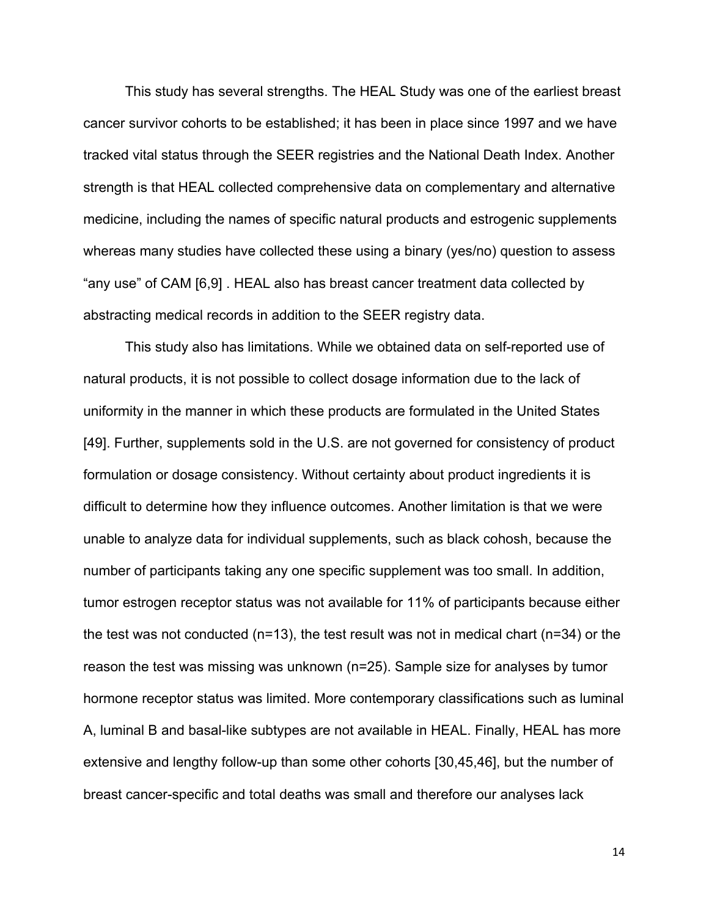This study has several strengths. The HEAL Study was one of the earliest breast cancer survivor cohorts to be established; it has been in place since 1997 and we have tracked vital status through the SEER registries and the National Death Index. Another strength is that HEAL collected comprehensive data on complementary and alternative medicine, including the names of specific natural products and estrogenic supplements whereas many studies have collected these using a binary (yes/no) question to assess "any use" of CAM [6,9] . HEAL also has breast cancer treatment data collected by abstracting medical records in addition to the SEER registry data.

This study also has limitations. While we obtained data on self-reported use of natural products, it is not possible to collect dosage information due to the lack of uniformity in the manner in which these products are formulated in the United States [49]. Further, supplements sold in the U.S. are not governed for consistency of product formulation or dosage consistency. Without certainty about product ingredients it is difficult to determine how they influence outcomes. Another limitation is that we were unable to analyze data for individual supplements, such as black cohosh, because the number of participants taking any one specific supplement was too small. In addition, tumor estrogen receptor status was not available for 11% of participants because either the test was not conducted (n=13), the test result was not in medical chart (n=34) or the reason the test was missing was unknown (n=25). Sample size for analyses by tumor hormone receptor status was limited. More contemporary classifications such as luminal A, luminal B and basal-like subtypes are not available in HEAL. Finally, HEAL has more extensive and lengthy follow-up than some other cohorts [30,45,46], but the number of breast cancer-specific and total deaths was small and therefore our analyses lack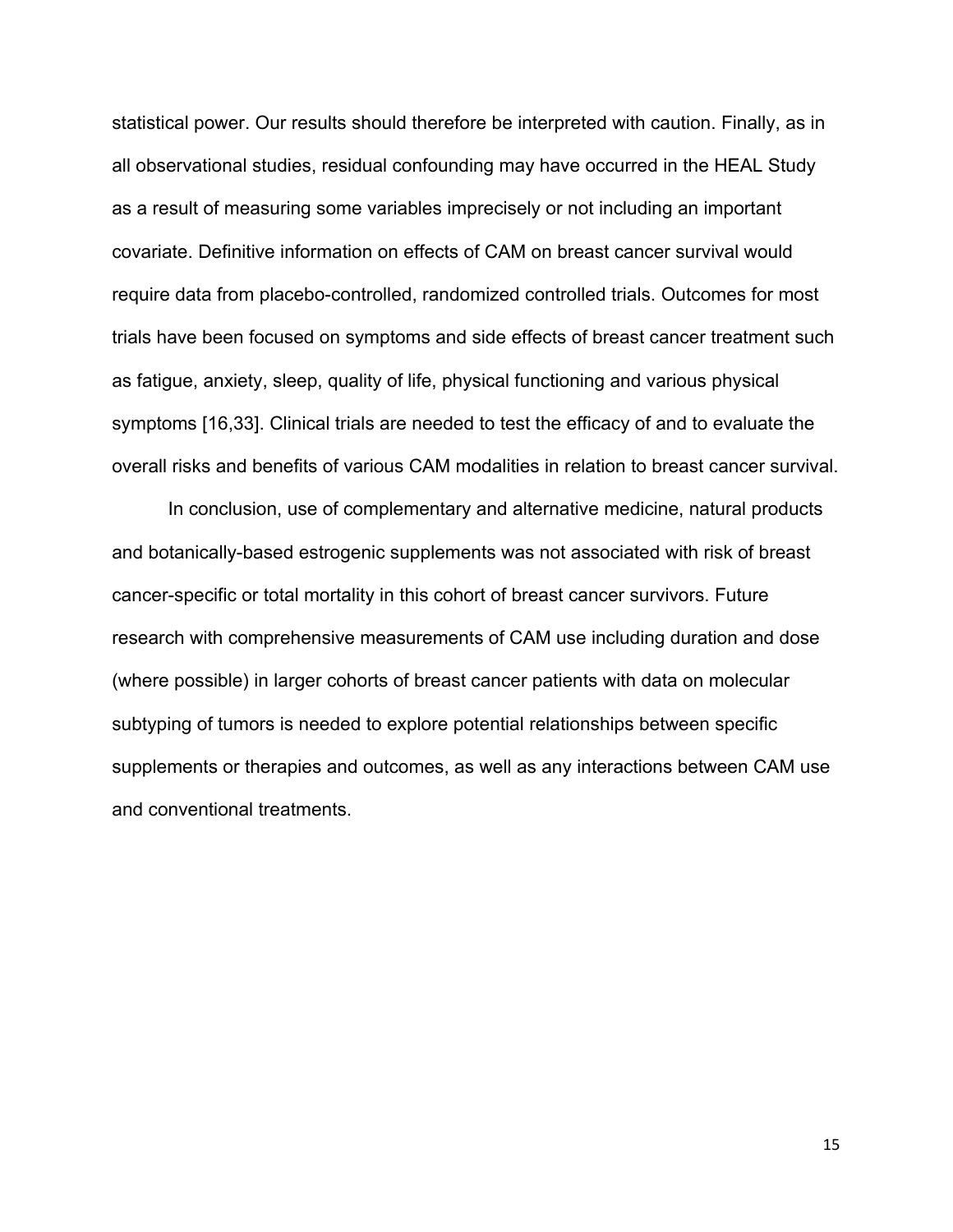statistical power. Our results should therefore be interpreted with caution. Finally, as in all observational studies, residual confounding may have occurred in the HEAL Study as a result of measuring some variables imprecisely or not including an important covariate. Definitive information on effects of CAM on breast cancer survival would require data from placebo-controlled, randomized controlled trials. Outcomes for most trials have been focused on symptoms and side effects of breast cancer treatment such as fatigue, anxiety, sleep, quality of life, physical functioning and various physical symptoms [16,33]. Clinical trials are needed to test the efficacy of and to evaluate the overall risks and benefits of various CAM modalities in relation to breast cancer survival.

In conclusion, use of complementary and alternative medicine, natural products and botanically-based estrogenic supplements was not associated with risk of breast cancer-specific or total mortality in this cohort of breast cancer survivors. Future research with comprehensive measurements of CAM use including duration and dose (where possible) in larger cohorts of breast cancer patients with data on molecular subtyping of tumors is needed to explore potential relationships between specific supplements or therapies and outcomes, as well as any interactions between CAM use and conventional treatments.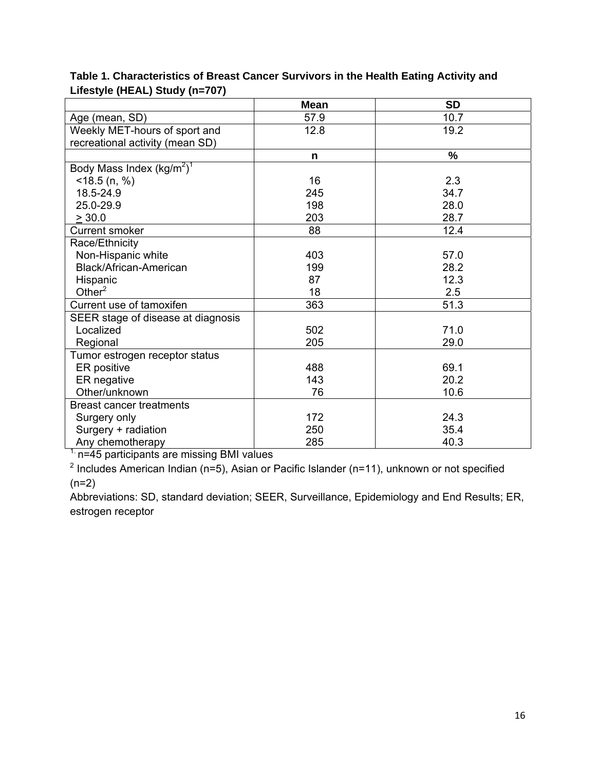**Table 1. Characteristics of Breast Cancer Survivors in the Health Eating Activity and Lifestyle (HEAL) Study (n=707)**

| | Mean | SD |
|---|---|---|
| Age (mean, SD) | 57.9 | 10.7 |
| Weekly MET-hours of sport and recreational activity (mean SD) | 12.8 | 19.2 |
| | **n** | **%** |
| Body Mass Index ($kg/m^2$)[1] | | |
| <18.5 (n, %) | 16 | 2.3 |
| 18.5-24.9 | 245 | 34.7 |
| 25.0-29.9 | 198 | 28.0 |
| ≥ 30.0 | 203 | 28.7 |
| Current smoker | 88 | 12.4 |
| Race/Ethnicity | | |
| Non-Hispanic white | 403 | 57.0 |
| Black/African-American | 199 | 28.2 |
| Hispanic | 87 | 12.3 |
| Other[2] | 18 | 2.5 |
| Current use of tamoxifen | 363 | 51.3 |
| SEER stage of disease at diagnosis | | |
| Localized | 502 | 71.0 |
| Regional | 205 | 29.0 |
| Tumor estrogen receptor status | | |
| ER positive | 488 | 69.1 |
| ER negative | 143 | 20.2 |
| Other/unknown | 76 | 10.6 |
| Breast cancer treatments | | |
| Surgery only | 172 | 24.3 |
| Surgery + radiation | 250 | 35.4 |
| Any chemotherapy | 285 | 40.3 |

[1] n=45 participants are missing BMI values

[2] Includes American Indian (n=5), Asian or Pacific Islander (n=11), unknown or not specified (n=2)

Abbreviations: SD, standard deviation; SEER, Surveillance, Epidemiology and End Results; ER, estrogen receptor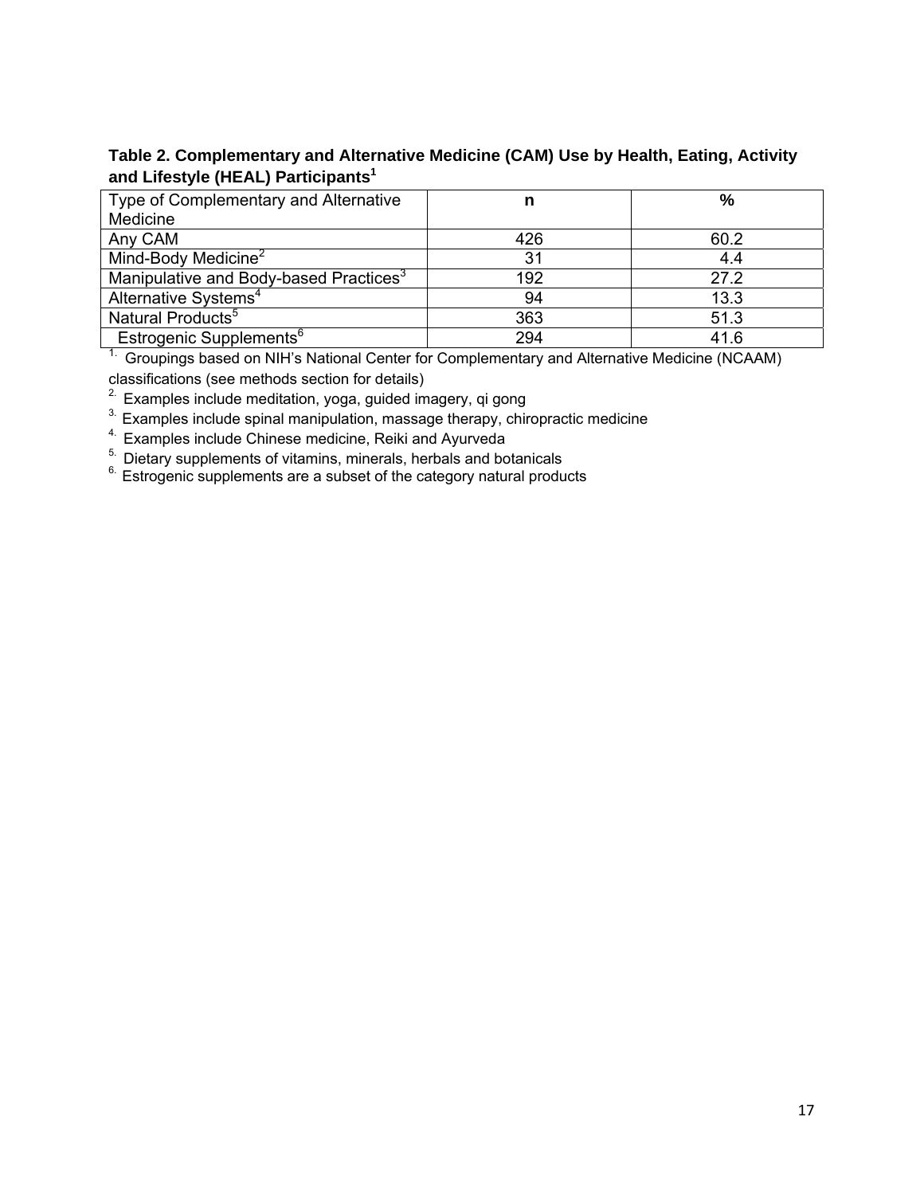**Table 2. Complementary and Alternative Medicine (CAM) Use by Health, Eating, Activity and Lifestyle (HEAL) Participants[1]**

| Type of Complementary and Alternative Medicine | n | % |
|---|---|---|
| Any CAM | 426 | 60.2 |
| Mind-Body Medicine[2] | 31 | 4.4 |
| Manipulative and Body-based Practices[3] | 192 | 27.2 |
| Alternative Systems[4] | 94 | 13.3 |
| Natural Products[5] | 363 | 51.3 |
| Estrogenic Supplements[6] | 294 | 41.6 |

[1.] Groupings based on NIH's National Center for Complementary and Alternative Medicine (NCAAM) classifications (see methods section for details)

[2.] Examples include meditation, yoga, guided imagery, qi gong

[3.] Examples include spinal manipulation, massage therapy, chiropractic medicine

[4.] Examples include Chinese medicine, Reiki and Ayurveda

[5.] Dietary supplements of vitamins, minerals, herbals and botanicals

[6.] Estrogenic supplements are a subset of the category natural products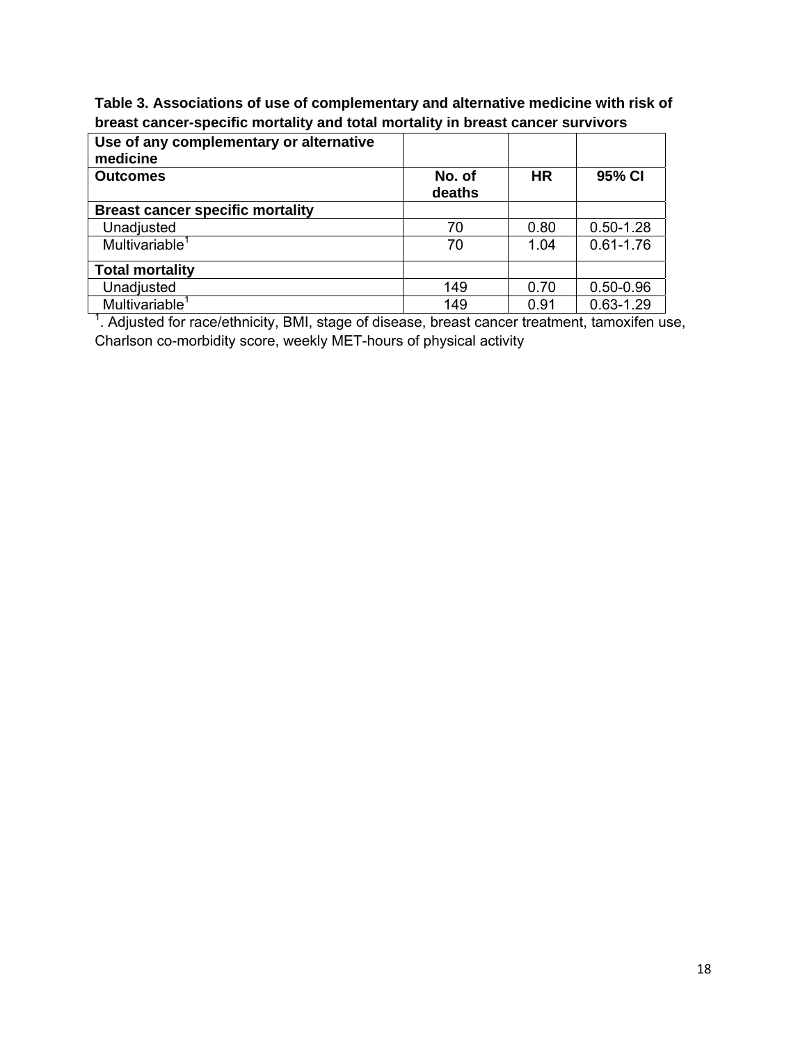**Table 3. Associations of use of complementary and alternative medicine with risk of breast cancer-specific mortality and total mortality in breast cancer survivors**

| **Use of any complementary or alternative medicine** | | | |
|---|---|---|---|
| **Outcomes** | **No. of deaths** | **HR** | **95% CI** |
| **Breast cancer specific mortality** | | | |
| Unadjusted | 70 | 0.80 | 0.50-1.28 |
| Multivariable[1] | 70 | 1.04 | 0.61-1.76 |
| **Total mortality** | | | |
| Unadjusted | 149 | 0.70 | 0.50-0.96 |
| Multivariable[1] | 149 | 0.91 | 0.63-1.29 |

[1]. Adjusted for race/ethnicity, BMI, stage of disease, breast cancer treatment, tamoxifen use, Charlson co-morbidity score, weekly MET-hours of physical activity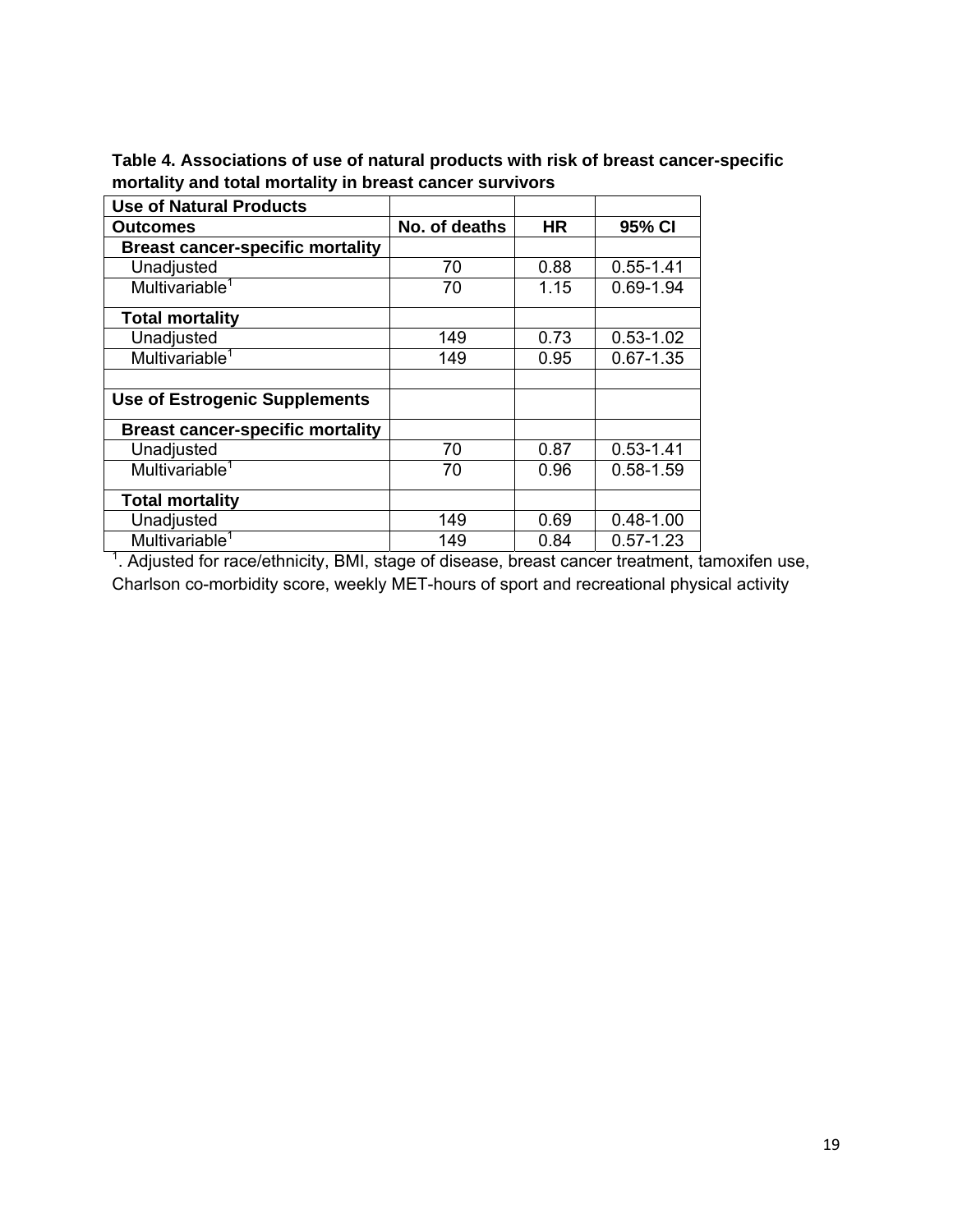**Table 4. Associations of use of natural products with risk of breast cancer-specific mortality and total mortality in breast cancer survivors**

| **Use of Natural Products** | | | |
|---|---|---|---|
| **Outcomes** | **No. of deaths** | **HR** | **95% CI** |
| **Breast cancer-specific mortality** | | | |
| Unadjusted | 70 | 0.88 | 0.55-1.41 |
| Multivariable[1] | 70 | 1.15 | 0.69-1.94 |
| **Total mortality** | | | |
| Unadjusted | 149 | 0.73 | 0.53-1.02 |
| Multivariable[1] | 149 | 0.95 | 0.67-1.35 |
| | | | |
| **Use of Estrogenic Supplements** | | | |
| **Breast cancer-specific mortality** | | | |
| Unadjusted | 70 | 0.87 | 0.53-1.41 |
| Multivariable[1] | 70 | 0.96 | 0.58-1.59 |
| **Total mortality** | | | |
| Unadjusted | 149 | 0.69 | 0.48-1.00 |
| Multivariable[1] | 149 | 0.84 | 0.57-1.23 |

[1]. Adjusted for race/ethnicity, BMI, stage of disease, breast cancer treatment, tamoxifen use, Charlson co-morbidity score, weekly MET-hours of sport and recreational physical activity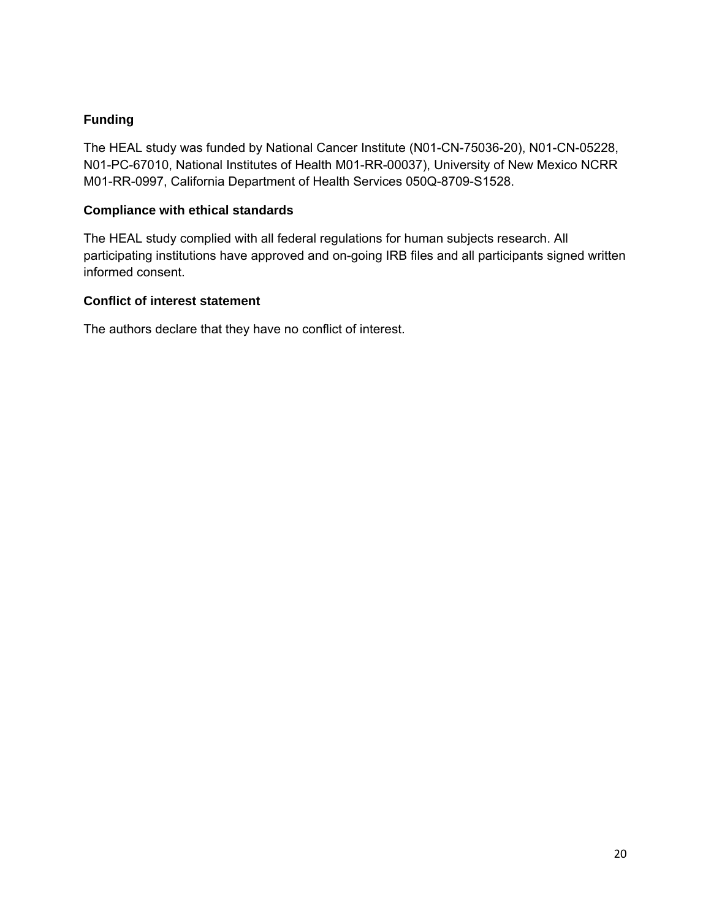## Funding

The HEAL study was funded by National Cancer Institute (N01-CN-75036-20), N01-CN-05228, N01-PC-67010, National Institutes of Health M01-RR-00037), University of New Mexico NCRR M01-RR-0997, California Department of Health Services 050Q-8709-S1528.

## Compliance with ethical standards

The HEAL study complied with all federal regulations for human subjects research. All participating institutions have approved and on-going IRB files and all participants signed written informed consent.

## Conflict of interest statement

The authors declare that they have no conflict of interest.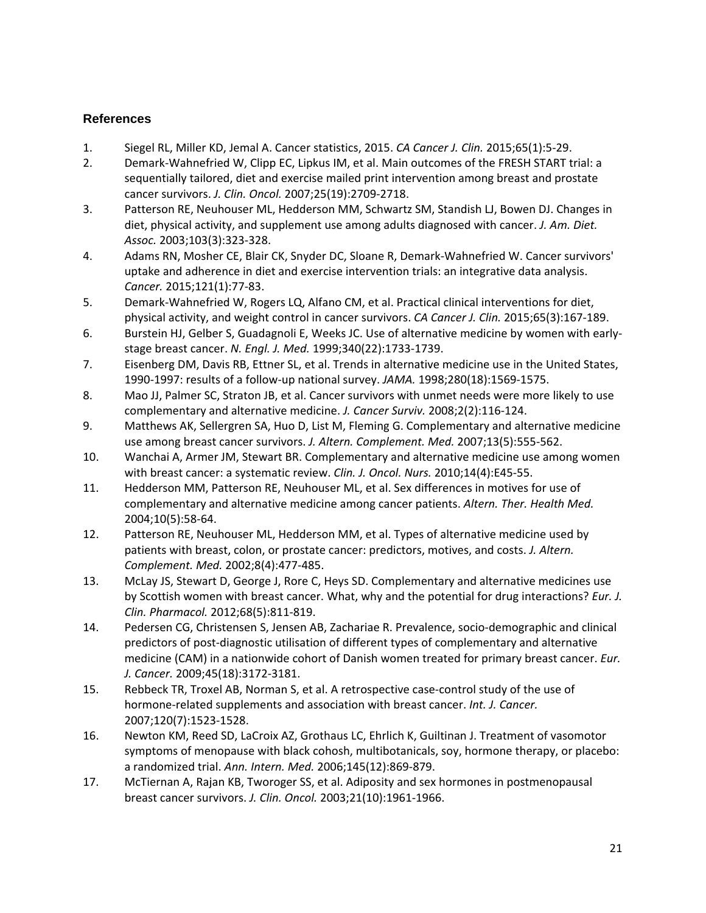## References

1. Siegel RL, Miller KD, Jemal A. Cancer statistics, 2015. *CA Cancer J. Clin.* 2015;65(1):5-29.
2. Demark-Wahnefried W, Clipp EC, Lipkus IM, et al. Main outcomes of the FRESH START trial: a sequentially tailored, diet and exercise mailed print intervention among breast and prostate cancer survivors. *J. Clin. Oncol.* 2007;25(19):2709-2718.
3. Patterson RE, Neuhouser ML, Hedderson MM, Schwartz SM, Standish LJ, Bowen DJ. Changes in diet, physical activity, and supplement use among adults diagnosed with cancer. *J. Am. Diet. Assoc.* 2003;103(3):323-328.
4. Adams RN, Mosher CE, Blair CK, Snyder DC, Sloane R, Demark-Wahnefried W. Cancer survivors' uptake and adherence in diet and exercise intervention trials: an integrative data analysis. *Cancer.* 2015;121(1):77-83.
5. Demark-Wahnefried W, Rogers LQ, Alfano CM, et al. Practical clinical interventions for diet, physical activity, and weight control in cancer survivors. *CA Cancer J. Clin.* 2015;65(3):167-189.
6. Burstein HJ, Gelber S, Guadagnoli E, Weeks JC. Use of alternative medicine by women with early-stage breast cancer. *N. Engl. J. Med.* 1999;340(22):1733-1739.
7. Eisenberg DM, Davis RB, Ettner SL, et al. Trends in alternative medicine use in the United States, 1990-1997: results of a follow-up national survey. *JAMA.* 1998;280(18):1569-1575.
8. Mao JJ, Palmer SC, Straton JB, et al. Cancer survivors with unmet needs were more likely to use complementary and alternative medicine. *J. Cancer Surviv.* 2008;2(2):116-124.
9. Matthews AK, Sellergren SA, Huo D, List M, Fleming G. Complementary and alternative medicine use among breast cancer survivors. *J. Altern. Complement. Med.* 2007;13(5):555-562.
10. Wanchai A, Armer JM, Stewart BR. Complementary and alternative medicine use among women with breast cancer: a systematic review. *Clin. J. Oncol. Nurs.* 2010;14(4):E45-55.
11. Hedderson MM, Patterson RE, Neuhouser ML, et al. Sex differences in motives for use of complementary and alternative medicine among cancer patients. *Altern. Ther. Health Med.* 2004;10(5):58-64.
12. Patterson RE, Neuhouser ML, Hedderson MM, et al. Types of alternative medicine used by patients with breast, colon, or prostate cancer: predictors, motives, and costs. *J. Altern. Complement. Med.* 2002;8(4):477-485.
13. McLay JS, Stewart D, George J, Rore C, Heys SD. Complementary and alternative medicines use by Scottish women with breast cancer. What, why and the potential for drug interactions? *Eur. J. Clin. Pharmacol.* 2012;68(5):811-819.
14. Pedersen CG, Christensen S, Jensen AB, Zachariae R. Prevalence, socio-demographic and clinical predictors of post-diagnostic utilisation of different types of complementary and alternative medicine (CAM) in a nationwide cohort of Danish women treated for primary breast cancer. *Eur. J. Cancer.* 2009;45(18):3172-3181.
15. Rebbeck TR, Troxel AB, Norman S, et al. A retrospective case-control study of the use of hormone-related supplements and association with breast cancer. *Int. J. Cancer.* 2007;120(7):1523-1528.
16. Newton KM, Reed SD, LaCroix AZ, Grothaus LC, Ehrlich K, Guiltinan J. Treatment of vasomotor symptoms of menopause with black cohosh, multibotanicals, soy, hormone therapy, or placebo: a randomized trial. *Ann. Intern. Med.* 2006;145(12):869-879.
17. McTiernan A, Rajan KB, Tworoger SS, et al. Adiposity and sex hormones in postmenopausal breast cancer survivors. *J. Clin. Oncol.* 2003;21(10):1961-1966.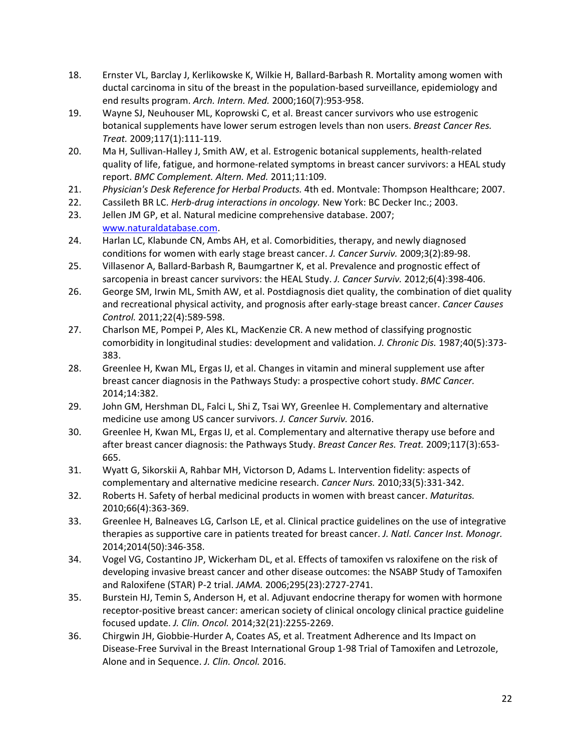18. Ernster VL, Barclay J, Kerlikowske K, Wilkie H, Ballard-Barbash R. Mortality among women with ductal carcinoma in situ of the breast in the population-based surveillance, epidemiology and end results program. *Arch. Intern. Med.* 2000;160(7):953-958.
19. Wayne SJ, Neuhouser ML, Koprowski C, et al. Breast cancer survivors who use estrogenic botanical supplements have lower serum estrogen levels than non users. *Breast Cancer Res. Treat.* 2009;117(1):111-119.
20. Ma H, Sullivan-Halley J, Smith AW, et al. Estrogenic botanical supplements, health-related quality of life, fatigue, and hormone-related symptoms in breast cancer survivors: a HEAL study report. *BMC Complement. Altern. Med.* 2011;11:109.
21. *Physician's Desk Reference for Herbal Products.* 4th ed. Montvale: Thompson Healthcare; 2007.
22. Cassileth BR LC. *Herb-drug interactions in oncology.* New York: BC Decker Inc.; 2003.
23. Jellen JM GP, et al. Natural medicine comprehensive database. 2007; [www.naturaldatabase.com](www.naturaldatabase.com).
24. Harlan LC, Klabunde CN, Ambs AH, et al. Comorbidities, therapy, and newly diagnosed conditions for women with early stage breast cancer. *J. Cancer Surviv.* 2009;3(2):89-98.
25. Villasenor A, Ballard-Barbash R, Baumgartner K, et al. Prevalence and prognostic effect of sarcopenia in breast cancer survivors: the HEAL Study. *J. Cancer Surviv.* 2012;6(4):398-406.
26. George SM, Irwin ML, Smith AW, et al. Postdiagnosis diet quality, the combination of diet quality and recreational physical activity, and prognosis after early-stage breast cancer. *Cancer Causes Control.* 2011;22(4):589-598.
27. Charlson ME, Pompei P, Ales KL, MacKenzie CR. A new method of classifying prognostic comorbidity in longitudinal studies: development and validation. *J. Chronic Dis.* 1987;40(5):373-383.
28. Greenlee H, Kwan ML, Ergas IJ, et al. Changes in vitamin and mineral supplement use after breast cancer diagnosis in the Pathways Study: a prospective cohort study. *BMC Cancer.* 2014;14:382.
29. John GM, Hershman DL, Falci L, Shi Z, Tsai WY, Greenlee H. Complementary and alternative medicine use among US cancer survivors. *J. Cancer Surviv.* 2016.
30. Greenlee H, Kwan ML, Ergas IJ, et al. Complementary and alternative therapy use before and after breast cancer diagnosis: the Pathways Study. *Breast Cancer Res. Treat.* 2009;117(3):653-665.
31. Wyatt G, Sikorskii A, Rahbar MH, Victorson D, Adams L. Intervention fidelity: aspects of complementary and alternative medicine research. *Cancer Nurs.* 2010;33(5):331-342.
32. Roberts H. Safety of herbal medicinal products in women with breast cancer. *Maturitas.* 2010;66(4):363-369.
33. Greenlee H, Balneaves LG, Carlson LE, et al. Clinical practice guidelines on the use of integrative therapies as supportive care in patients treated for breast cancer. *J. Natl. Cancer Inst. Monogr.* 2014;2014(50):346-358.
34. Vogel VG, Costantino JP, Wickerham DL, et al. Effects of tamoxifen vs raloxifene on the risk of developing invasive breast cancer and other disease outcomes: the NSABP Study of Tamoxifen and Raloxifene (STAR) P-2 trial. *JAMA.* 2006;295(23):2727-2741.
35. Burstein HJ, Temin S, Anderson H, et al. Adjuvant endocrine therapy for women with hormone receptor-positive breast cancer: american society of clinical oncology clinical practice guideline focused update. *J. Clin. Oncol.* 2014;32(21):2255-2269.
36. Chirgwin JH, Giobbie-Hurder A, Coates AS, et al. Treatment Adherence and Its Impact on Disease-Free Survival in the Breast International Group 1-98 Trial of Tamoxifen and Letrozole, Alone and in Sequence. *J. Clin. Oncol.* 2016.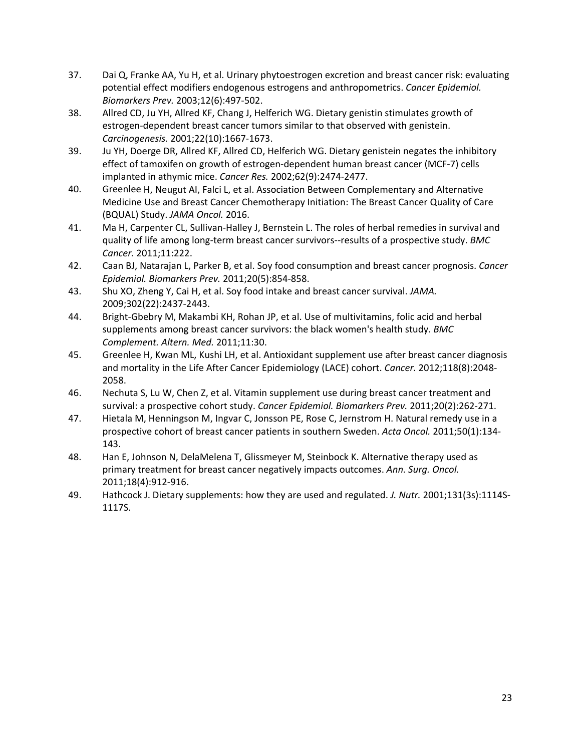37. Dai Q, Franke AA, Yu H, et al. Urinary phytoestrogen excretion and breast cancer risk: evaluating potential effect modifiers endogenous estrogens and anthropometrics. *Cancer Epidemiol. Biomarkers Prev.* 2003;12(6):497-502.
38. Allred CD, Ju YH, Allred KF, Chang J, Helferich WG. Dietary genistin stimulates growth of estrogen-dependent breast cancer tumors similar to that observed with genistein. *Carcinogenesis.* 2001;22(10):1667-1673.
39. Ju YH, Doerge DR, Allred KF, Allred CD, Helferich WG. Dietary genistein negates the inhibitory effect of tamoxifen on growth of estrogen-dependent human breast cancer (MCF-7) cells implanted in athymic mice. *Cancer Res.* 2002;62(9):2474-2477.
40. Greenlee H, Neugut AI, Falci L, et al. Association Between Complementary and Alternative Medicine Use and Breast Cancer Chemotherapy Initiation: The Breast Cancer Quality of Care (BQUAL) Study. *JAMA Oncol.* 2016.
41. Ma H, Carpenter CL, Sullivan-Halley J, Bernstein L. The roles of herbal remedies in survival and quality of life among long-term breast cancer survivors--results of a prospective study. *BMC Cancer.* 2011;11:222.
42. Caan BJ, Natarajan L, Parker B, et al. Soy food consumption and breast cancer prognosis. *Cancer Epidemiol. Biomarkers Prev.* 2011;20(5):854-858.
43. Shu XO, Zheng Y, Cai H, et al. Soy food intake and breast cancer survival. *JAMA.* 2009;302(22):2437-2443.
44. Bright-Gbebry M, Makambi KH, Rohan JP, et al. Use of multivitamins, folic acid and herbal supplements among breast cancer survivors: the black women's health study. *BMC Complement. Altern. Med.* 2011;11:30.
45. Greenlee H, Kwan ML, Kushi LH, et al. Antioxidant supplement use after breast cancer diagnosis and mortality in the Life After Cancer Epidemiology (LACE) cohort. *Cancer.* 2012;118(8):2048-2058.
46. Nechuta S, Lu W, Chen Z, et al. Vitamin supplement use during breast cancer treatment and survival: a prospective cohort study. *Cancer Epidemiol. Biomarkers Prev.* 2011;20(2):262-271.
47. Hietala M, Henningson M, Ingvar C, Jonsson PE, Rose C, Jernstrom H. Natural remedy use in a prospective cohort of breast cancer patients in southern Sweden. *Acta Oncol.* 2011;50(1):134-143.
48. Han E, Johnson N, DelaMelena T, Glissmeyer M, Steinbock K. Alternative therapy used as primary treatment for breast cancer negatively impacts outcomes. *Ann. Surg. Oncol.* 2011;18(4):912-916.
49. Hathcock J. Dietary supplements: how they are used and regulated. *J. Nutr.* 2001;131(3s):1114S-1117S.